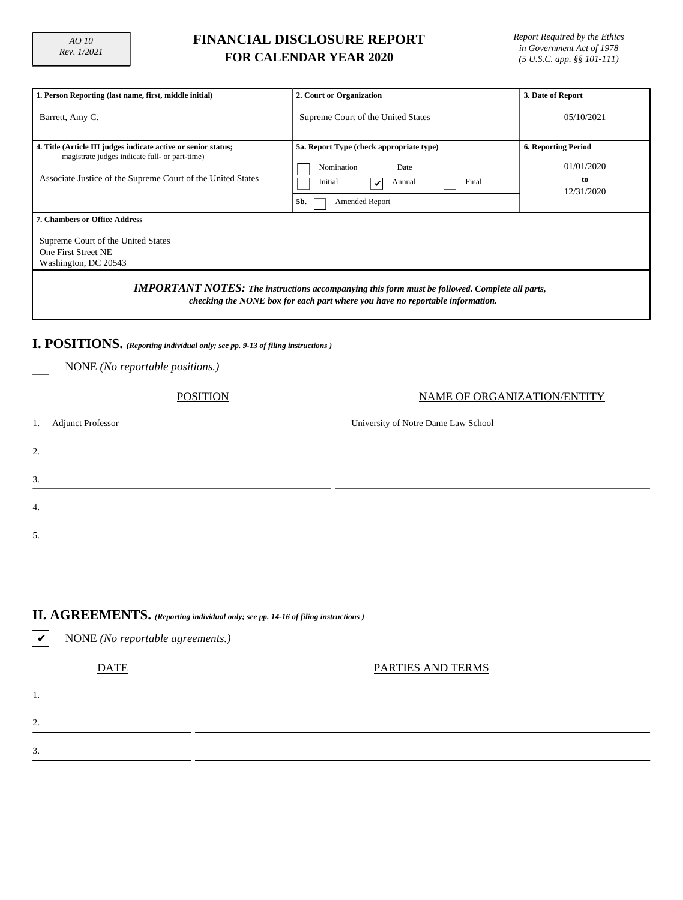AO 10
Rev. 1/2021

# FINANCIAL DISCLOSURE REPORT
## FOR CALENDAR YEAR 2020

*Report Required by the Ethics in Government Act of 1978 (5 U.S.C. app. §§ 101-111)*

| 1. Person Reporting (last name, first, middle initial) | 2. Court or Organization | 3. Date of Report |
|---|---|---|
| Barrett, Amy C. | Supreme Court of the United States | 05/10/2021 |

| 4. Title (Article III judges indicate active or senior status; magistrate judges indicate full- or part-time) | 5a. Report Type (check appropriate type) | 6. Reporting Period |
|---|---|---|
| Associate Justice of the Supreme Court of the United States | ☐ Nomination Date<br>☐ Initial ☑ Annual ☐ Final<br>5b. ☐ Amended Report | 01/01/2020 to 12/31/2020 |

**7. Chambers or Office Address**

Supreme Court of the United States
One First Street NE
Washington, DC 20543

***IMPORTANT NOTES:*** ***The instructions accompanying this form must be followed. Complete all parts, checking the NONE box for each part where you have no reportable information.***

## I. POSITIONS. *(Reporting individual only; see pp. 9-13 of filing instructions )*

☐ NONE *(No reportable positions.)*

| | POSITION | NAME OF ORGANIZATION/ENTITY |
|---|---|---|
| 1. | Adjunct Professor | University of Notre Dame Law School |
| 2. | | |
| 3. | | |
| 4. | | |
| 5. | | |

## II. AGREEMENTS. *(Reporting individual only; see pp. 14-16 of filing instructions )*

☑ NONE *(No reportable agreements.)*

| | DATE | PARTIES AND TERMS |
|---|---|---|
| 1. | | |
| 2. | | |
| 3. | | |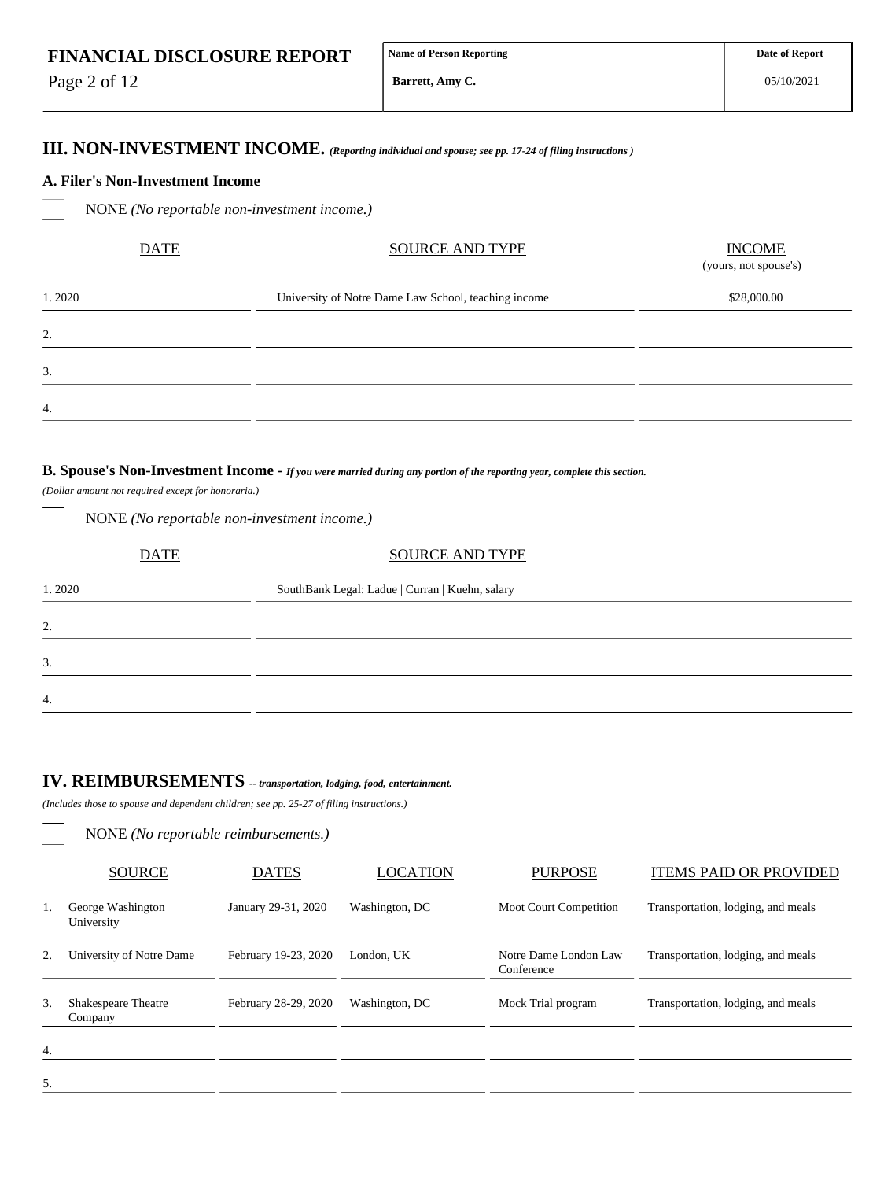| FINANCIAL DISCLOSURE REPORT | Name of Person Reporting | Date of Report |
|---|---|---|
| | Barrett, Amy C. | 05/10/2021 |

## III. NON-INVESTMENT INCOME. *(Reporting individual and spouse; see pp. 17-24 of filing instructions )*

### A. Filer's Non-Investment Income

☐ NONE *(No reportable non-investment income.)*

| | DATE | SOURCE AND TYPE | INCOME (yours, not spouse's) |
|---|---|---|---|
| 1. | 2020 | University of Notre Dame Law School, teaching income | $28,000.00 |
| 2. | | | |
| 3. | | | |
| 4. | | | |

### B. Spouse's Non-Investment Income - *If you were married during any portion of the reporting year, complete this section.*

*(Dollar amount not required except for honoraria.)*

☐ NONE *(No reportable non-investment income.)*

| | DATE | SOURCE AND TYPE |
|---|---|---|
| 1. | 2020 | SouthBank Legal: Ladue \| Curran \| Kuehn, salary |
| 2. | | |
| 3. | | |
| 4. | | |

## IV. REIMBURSEMENTS -- *transportation, lodging, food, entertainment.*

*(Includes those to spouse and dependent children; see pp. 25-27 of filing instructions.)*

☐ NONE *(No reportable reimbursements.)*

| | SOURCE | DATES | LOCATION | PURPOSE | ITEMS PAID OR PROVIDED |
|---|---|---|---|---|---|
| 1. | George Washington University | January 29-31, 2020 | Washington, DC | Moot Court Competition | Transportation, lodging, and meals |
| 2. | University of Notre Dame | February 19-23, 2020 | London, UK | Notre Dame London Law Conference | Transportation, lodging, and meals |
| 3. | Shakespeare Theatre Company | February 28-29, 2020 | Washington, DC | Mock Trial program | Transportation, lodging, and meals |
| 4. | | | | | |
| 5. | | | | | |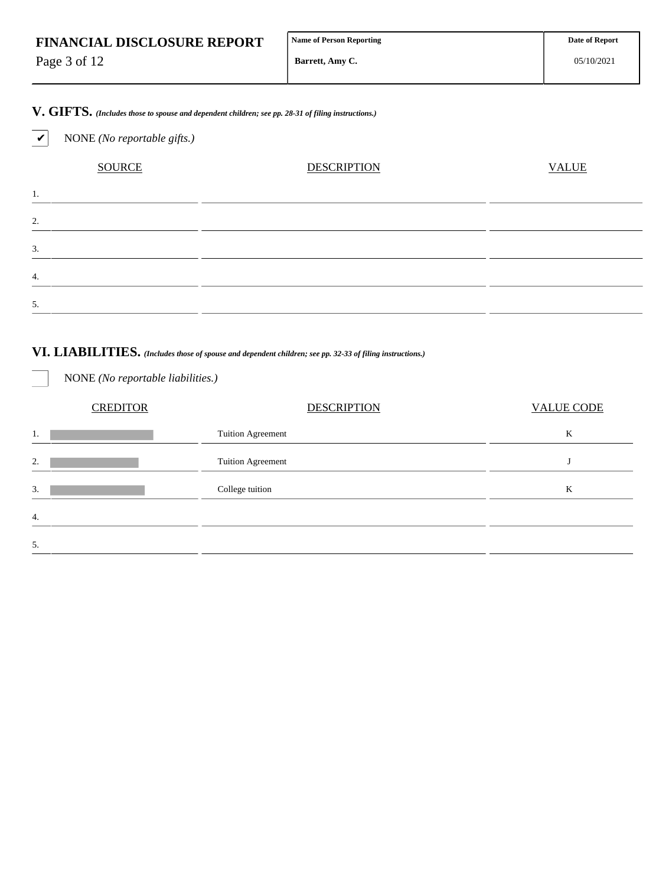**FINANCIAL DISCLOSURE REPORT**

| Name of Person Reporting | Date of Report |
| --- | --- |
| Barrett, Amy C. | 05/10/2021 |

## V. GIFTS. *(Includes those to spouse and dependent children; see pp. 28-31 of filing instructions.)*

✔ NONE *(No reportable gifts.)*

| | SOURCE | DESCRIPTION | VALUE |
| --- | --- | --- | --- |
| 1. | | | |
| 2. | | | |
| 3. | | | |
| 4. | | | |
| 5. | | | |

## VI. LIABILITIES. *(Includes those of spouse and dependent children; see pp. 32-33 of filing instructions.)*

☐ NONE *(No reportable liabilities.)*

| | CREDITOR | DESCRIPTION | VALUE CODE |
| --- | --- | --- | --- |
| 1. | [redacted] | Tuition Agreement | K |
| 2. | [redacted] | Tuition Agreement | J |
| 3. | [redacted] | College tuition | K |
| 4. | | | |
| 5. | | | |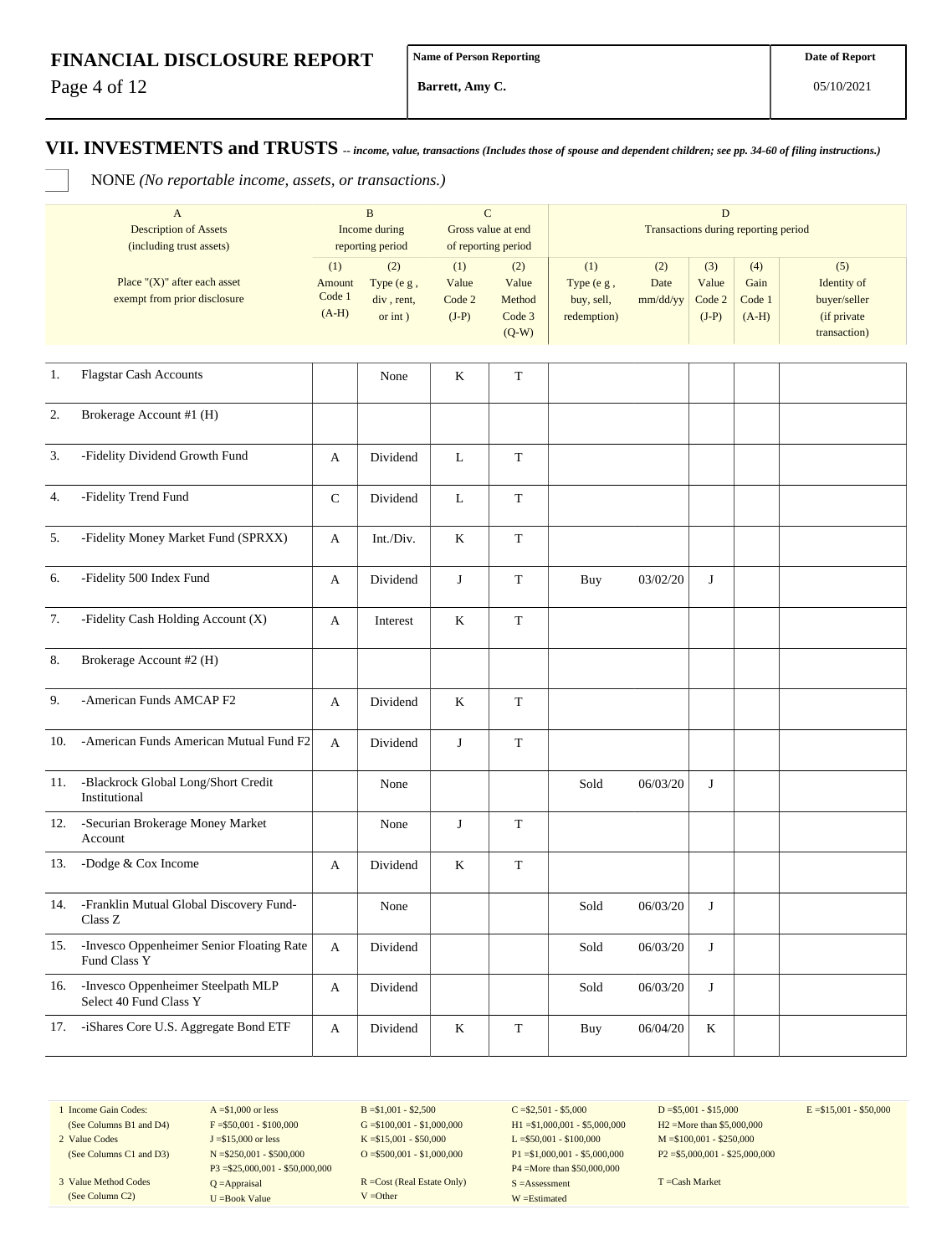**FINANCIAL DISCLOSURE REPORT**

| Name of Person Reporting | Date of Report |
|---|---|
| Barrett, Amy C. | 05/10/2021 |

## VII. INVESTMENTS and TRUSTS -- *income, value, transactions (Includes those of spouse and dependent children; see pp. 34-60 of filing instructions.)*

☐ NONE *(No reportable income, assets, or transactions.)*

| | A<br>Description of Assets<br>(including trust assets) | B<br>Income during reporting period | | C<br>Gross value at end of reporting period | | D<br>Transactions during reporting period | | | | |
|---|---|---|---|---|---|---|---|---|---|---|
| | Place "(X)" after each asset exempt from prior disclosure | (1)<br>Amount Code 1 (A-H) | (2)<br>Type (e g , div , rent, or int ) | (1)<br>Value Code 2 (J-P) | (2)<br>Value Method Code 3 (Q-W) | (1)<br>Type (e g , buy, sell, redemption) | (2)<br>Date mm/dd/yy | (3)<br>Value Code 2 (J-P) | (4)<br>Gain Code 1 (A-H) | (5)<br>Identity of buyer/seller (if private transaction) |
| 1. | Flagstar Cash Accounts | | None | K | T | | | | | |
| 2. | Brokerage Account #1 (H) | | | | | | | | | |
| 3. | -Fidelity Dividend Growth Fund | A | Dividend | L | T | | | | | |
| 4. | -Fidelity Trend Fund | C | Dividend | L | T | | | | | |
| 5. | -Fidelity Money Market Fund (SPRXX) | A | Int./Div. | K | T | | | | | |
| 6. | -Fidelity 500 Index Fund | A | Dividend | J | T | Buy | 03/02/20 | J | | |
| 7. | -Fidelity Cash Holding Account (X) | A | Interest | K | T | | | | | |
| 8. | Brokerage Account #2 (H) | | | | | | | | | |
| 9. | -American Funds AMCAP F2 | A | Dividend | K | T | | | | | |
| 10. | -American Funds American Mutual Fund F2 | A | Dividend | J | T | | | | | |
| 11. | -Blackrock Global Long/Short Credit Institutional | | None | | | Sold | 06/03/20 | J | | |
| 12. | -Securian Brokerage Money Market Account | | None | J | T | | | | | |
| 13. | -Dodge & Cox Income | A | Dividend | K | T | | | | | |
| 14. | -Franklin Mutual Global Discovery Fund-Class Z | | None | | | Sold | 06/03/20 | J | | |
| 15. | -Invesco Oppenheimer Senior Floating Rate Fund Class Y | A | Dividend | | | Sold | 06/03/20 | J | | |
| 16. | -Invesco Oppenheimer Steelpath MLP Select 40 Fund Class Y | A | Dividend | | | Sold | 06/03/20 | J | | |
| 17. | -iShares Core U.S. Aggregate Bond ETF | A | Dividend | K | T | Buy | 06/04/20 | K | | |

1 Income Gain Codes: (See Columns B1 and D4) — A =$1,000 or less; B =$1,001 - $2,500; C =$2,501 - $5,000; D =$5,001 - $15,000; E =$15,001 - $50,000; F =$50,001 - $100,000; G =$100,001 - $1,000,000; H1 =$1,000,001 - $5,000,000; H2 =More than $5,000,000

2 Value Codes (See Columns C1 and D3) — J =$15,000 or less; K =$15,001 - $50,000; L =$50,001 - $100,000; M =$100,001 - $250,000; N =$250,001 - $500,000; O =$500,001 - $1,000,000; P1 =$1,000,001 - $5,000,000; P2 =$5,000,001 - $25,000,000; P3 =$25,000,001 - $50,000,000; P4 =More than $50,000,000

3 Value Method Codes (See Column C2) — Q =Appraisal; R =Cost (Real Estate Only); S =Assessment; T =Cash Market; U =Book Value; V =Other; W =Estimated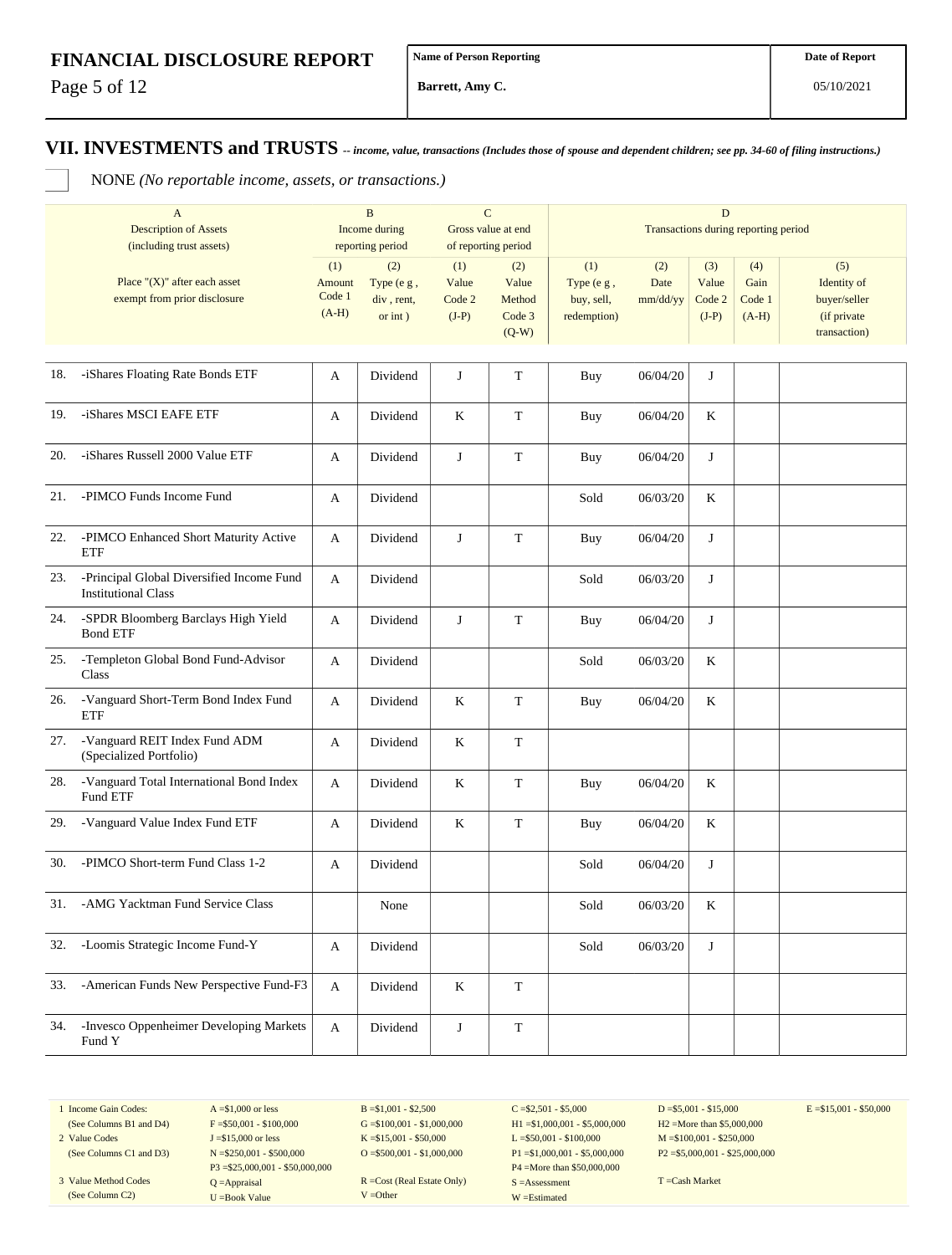# FINANCIAL DISCLOSURE REPORT

| Name of Person Reporting | Date of Report |
|---|---|
| Barrett, Amy C. | 05/10/2021 |

## VII. INVESTMENTS and TRUSTS *-- income, value, transactions (Includes those of spouse and dependent children; see pp. 34-60 of filing instructions.)*

☐ NONE *(No reportable income, assets, or transactions.)*

| | A<br>Description of Assets<br>(including trust assets) | B<br>Income during<br>reporting period | | C<br>Gross value at end<br>of reporting period | | D<br>Transactions during reporting period | | | | |
|---|---|---|---|---|---|---|---|---|---|---|
| | Place "(X)" after each asset exempt from prior disclosure | (1)<br>Amount<br>Code 1<br>(A-H) | (2)<br>Type (e g ,<br>div , rent,<br>or int ) | (1)<br>Value<br>Code 2<br>(J-P) | (2)<br>Value<br>Method<br>Code 3<br>(Q-W) | (1)<br>Type (e g ,<br>buy, sell,<br>redemption) | (2)<br>Date<br>mm/dd/yy | (3)<br>Value<br>Code 2<br>(J-P) | (4)<br>Gain<br>Code 1<br>(A-H) | (5)<br>Identity of<br>buyer/seller<br>(if private<br>transaction) |
| 18. | -iShares Floating Rate Bonds ETF | A | Dividend | J | T | Buy | 06/04/20 | J | | |
| 19. | -iShares MSCI EAFE ETF | A | Dividend | K | T | Buy | 06/04/20 | K | | |
| 20. | -iShares Russell 2000 Value ETF | A | Dividend | J | T | Buy | 06/04/20 | J | | |
| 21. | -PIMCO Funds Income Fund | A | Dividend | | | Sold | 06/03/20 | K | | |
| 22. | -PIMCO Enhanced Short Maturity Active ETF | A | Dividend | J | T | Buy | 06/04/20 | J | | |
| 23. | -Principal Global Diversified Income Fund Institutional Class | A | Dividend | | | Sold | 06/03/20 | J | | |
| 24. | -SPDR Bloomberg Barclays High Yield Bond ETF | A | Dividend | J | T | Buy | 06/04/20 | J | | |
| 25. | -Templeton Global Bond Fund-Advisor Class | A | Dividend | | | Sold | 06/03/20 | K | | |
| 26. | -Vanguard Short-Term Bond Index Fund ETF | A | Dividend | K | T | Buy | 06/04/20 | K | | |
| 27. | -Vanguard REIT Index Fund ADM (Specialized Portfolio) | A | Dividend | K | T | | | | | |
| 28. | -Vanguard Total International Bond Index Fund ETF | A | Dividend | K | T | Buy | 06/04/20 | K | | |
| 29. | -Vanguard Value Index Fund ETF | A | Dividend | K | T | Buy | 06/04/20 | K | | |
| 30. | -PIMCO Short-term Fund Class 1-2 | A | Dividend | | | Sold | 06/04/20 | J | | |
| 31. | -AMG Yacktman Fund Service Class | | None | | | Sold | 06/03/20 | K | | |
| 32. | -Loomis Strategic Income Fund-Y | A | Dividend | | | Sold | 06/03/20 | J | | |
| 33. | -American Funds New Perspective Fund-F3 | A | Dividend | K | T | | | | | |
| 34. | -Invesco Oppenheimer Developing Markets Fund Y | A | Dividend | J | T | | | | | |

| | | | | | |
|---|---|---|---|---|---|
| 1 Income Gain Codes:<br>(See Columns B1 and D4) | A =$1,000 or less<br>F =$50,001 - $100,000 | B =$1,001 - $2,500<br>G =$100,001 - $1,000,000 | C =$2,501 - $5,000<br>H1 =$1,000,001 - $5,000,000 | D =$5,001 - $15,000<br>H2 =More than $5,000,000 | E =$15,001 - $50,000 |
| 2 Value Codes<br>(See Columns C1 and D3) | J =$15,000 or less<br>N =$250,001 - $500,000<br>P3 =$25,000,001 - $50,000,000 | K =$15,001 - $50,000<br>O =$500,001 - $1,000,000 | L =$50,001 - $100,000<br>P1 =$1,000,001 - $5,000,000<br>P4 =More than $50,000,000 | M =$100,001 - $250,000<br>P2 =$5,000,001 - $25,000,000 | |
| 3 Value Method Codes<br>(See Column C2) | Q =Appraisal<br>U =Book Value | R =Cost (Real Estate Only)<br>V =Other | S =Assessment<br>W =Estimated | T =Cash Market | |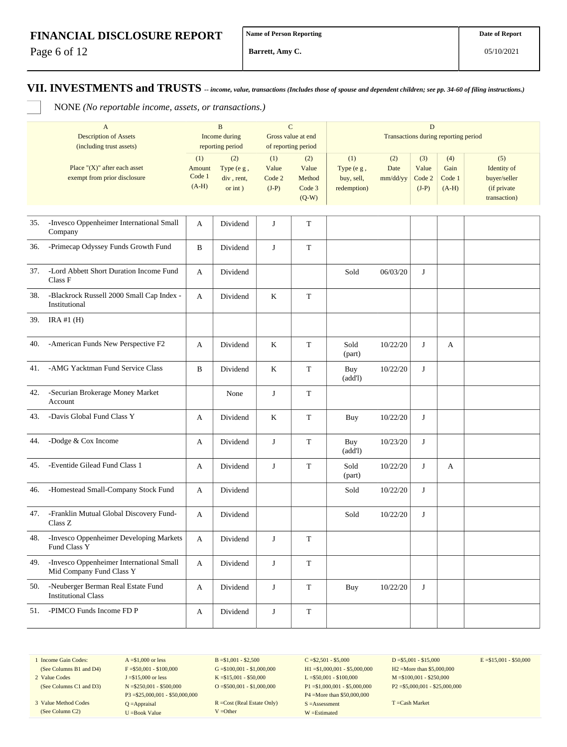# FINANCIAL DISCLOSURE REPORT

| Name of Person Reporting | Date of Report |
|---|---|
| Barrett, Amy C. | 05/10/2021 |

## VII. INVESTMENTS and TRUSTS *-- income, value, transactions (Includes those of spouse and dependent children; see pp. 34-60 of filing instructions.)*

☐ NONE *(No reportable income, assets, or transactions.)*

| | A<br>Description of Assets<br>(including trust assets) | B<br>Income during<br>reporting period | | C<br>Gross value at end<br>of reporting period | | D<br>Transactions during reporting period | | | | |
|---|---|---|---|---|---|---|---|---|---|---|
| | Place "(X)" after each asset exempt from prior disclosure | (1)<br>Amount<br>Code 1<br>(A-H) | (2)<br>Type (e g ,<br>div , rent,<br>or int ) | (1)<br>Value<br>Code 2<br>(J-P) | (2)<br>Value<br>Method<br>Code 3<br>(Q-W) | (1)<br>Type (e g ,<br>buy, sell,<br>redemption) | (2)<br>Date<br>mm/dd/yy | (3)<br>Value<br>Code 2<br>(J-P) | (4)<br>Gain<br>Code 1<br>(A-H) | (5)<br>Identity of<br>buyer/seller<br>(if private<br>transaction) |
| 35. | -Invesco Oppenheimer International Small Company | A | Dividend | J | T | | | | | |
| 36. | -Primecap Odyssey Funds Growth Fund | B | Dividend | J | T | | | | | |
| 37. | -Lord Abbett Short Duration Income Fund Class F | A | Dividend | | | Sold | 06/03/20 | J | | |
| 38. | -Blackrock Russell 2000 Small Cap Index - Institutional | A | Dividend | K | T | | | | | |
| 39. | IRA #1 (H) | | | | | | | | | |
| 40. | -American Funds New Perspective F2 | A | Dividend | K | T | Sold (part) | 10/22/20 | J | A | |
| 41. | -AMG Yacktman Fund Service Class | B | Dividend | K | T | Buy (add'l) | 10/22/20 | J | | |
| 42. | -Securian Brokerage Money Market Account | | None | J | T | | | | | |
| 43. | -Davis Global Fund Class Y | A | Dividend | K | T | Buy | 10/22/20 | J | | |
| 44. | -Dodge & Cox Income | A | Dividend | J | T | Buy (add'l) | 10/23/20 | J | | |
| 45. | -Eventide Gilead Fund Class 1 | A | Dividend | J | T | Sold (part) | 10/22/20 | J | A | |
| 46. | -Homestead Small-Company Stock Fund | A | Dividend | | | Sold | 10/22/20 | J | | |
| 47. | -Franklin Mutual Global Discovery Fund-Class Z | A | Dividend | | | Sold | 10/22/20 | J | | |
| 48. | -Invesco Oppenheimer Developing Markets Fund Class Y | A | Dividend | J | T | | | | | |
| 49. | -Invesco Oppenheimer International Small Mid Company Fund Class Y | A | Dividend | J | T | | | | | |
| 50. | -Neuberger Berman Real Estate Fund Institutional Class | A | Dividend | J | T | Buy | 10/22/20 | J | | |
| 51. | -PIMCO Funds Income FD P | A | Dividend | J | T | | | | | |

| | | | | | |
|---|---|---|---|---|---|
| 1 Income Gain Codes:<br>(See Columns B1 and D4) | A =$1,000 or less<br>F =$50,001 - $100,000 | B =$1,001 - $2,500<br>G =$100,001 - $1,000,000 | C =$2,501 - $5,000<br>H1 =$1,000,001 - $5,000,000 | D =$5,001 - $15,000<br>H2 =More than $5,000,000 | E =$15,001 - $50,000 |
| 2 Value Codes<br>(See Columns C1 and D3) | J =$15,000 or less<br>N =$250,001 - $500,000<br>P3 =$25,000,001 - $50,000,000 | K =$15,001 - $50,000<br>O =$500,001 - $1,000,000 | L =$50,001 - $100,000<br>P1 =$1,000,001 - $5,000,000<br>P4 =More than $50,000,000 | M =$100,001 - $250,000<br>P2 =$5,000,001 - $25,000,000 | |
| 3 Value Method Codes<br>(See Column C2) | Q =Appraisal<br>U =Book Value | R =Cost (Real Estate Only)<br>V =Other | S =Assessment<br>W =Estimated | T =Cash Market | |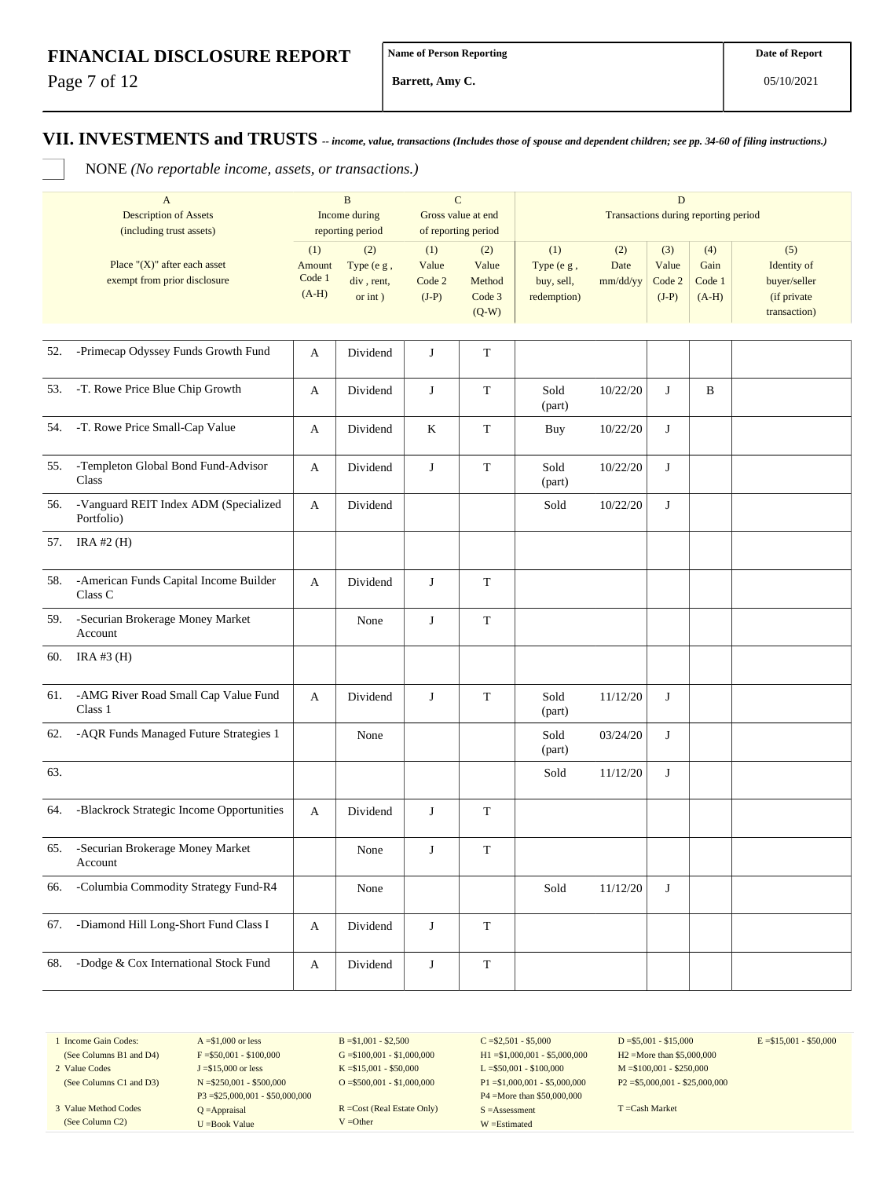**FINANCIAL DISCLOSURE REPORT**

| Name of Person Reporting | Date of Report |
|---|---|
| Barrett, Amy C. | 05/10/2021 |

## VII. INVESTMENTS and TRUSTS -- *income, value, transactions (Includes those of spouse and dependent children; see pp. 34-60 of filing instructions.)*

☐ NONE *(No reportable income, assets, or transactions.)*

| | A | B | | C | | D | | | | |
|---|---|---|---|---|---|---|---|---|---|---|
| | Description of Assets (including trust assets) | Income during reporting period | | Gross value at end of reporting period | | Transactions during reporting period | | | | |
| | Place "(X)" after each asset exempt from prior disclosure | (1) Amount Code 1 (A-H) | (2) Type (e g , div , rent, or int ) | (1) Value Code 2 (J-P) | (2) Value Method Code 3 (Q-W) | (1) Type (e g , buy, sell, redemption) | (2) Date mm/dd/yy | (3) Value Code 2 (J-P) | (4) Gain Code 1 (A-H) | (5) Identity of buyer/seller (if private transaction) |
| 52. | -Primecap Odyssey Funds Growth Fund | A | Dividend | J | T | | | | | |
| 53. | -T. Rowe Price Blue Chip Growth | A | Dividend | J | T | Sold (part) | 10/22/20 | J | B | |
| 54. | -T. Rowe Price Small-Cap Value | A | Dividend | K | T | Buy | 10/22/20 | J | | |
| 55. | -Templeton Global Bond Fund-Advisor Class | A | Dividend | J | T | Sold (part) | 10/22/20 | J | | |
| 56. | -Vanguard REIT Index ADM (Specialized Portfolio) | A | Dividend | | | Sold | 10/22/20 | J | | |
| 57. | IRA #2 (H) | | | | | | | | | |
| 58. | -American Funds Capital Income Builder Class C | A | Dividend | J | T | | | | | |
| 59. | -Securian Brokerage Money Market Account | | None | J | T | | | | | |
| 60. | IRA #3 (H) | | | | | | | | | |
| 61. | -AMG River Road Small Cap Value Fund Class 1 | A | Dividend | J | T | Sold (part) | 11/12/20 | J | | |
| 62. | -AQR Funds Managed Future Strategies 1 | | None | | | Sold (part) | 03/24/20 | J | | |
| 63. | | | | | | Sold | 11/12/20 | J | | |
| 64. | -Blackrock Strategic Income Opportunities | A | Dividend | J | T | | | | | |
| 65. | -Securian Brokerage Money Market Account | | None | J | T | | | | | |
| 66. | -Columbia Commodity Strategy Fund-R4 | | None | | | Sold | 11/12/20 | J | | |
| 67. | -Diamond Hill Long-Short Fund Class I | A | Dividend | J | T | | | | | |
| 68. | -Dodge & Cox International Stock Fund | A | Dividend | J | T | | | | | |

| | | | | | |
|---|---|---|---|---|---|
| 1 Income Gain Codes: (See Columns B1 and D4) | A =$1,000 or less<br>F =$50,001 - $100,000 | B =$1,001 - $2,500<br>G =$100,001 - $1,000,000 | C =$2,501 - $5,000<br>H1 =$1,000,001 - $5,000,000 | D =$5,001 - $15,000<br>H2 =More than $5,000,000 | E =$15,001 - $50,000 |
| 2 Value Codes (See Columns C1 and D3) | J =$15,000 or less<br>N =$250,001 - $500,000<br>P3 =$25,000,001 - $50,000,000 | K =$15,001 - $50,000<br>O =$500,001 - $1,000,000 | L =$50,001 - $100,000<br>P1 =$1,000,001 - $5,000,000<br>P4 =More than $50,000,000 | M =$100,001 - $250,000<br>P2 =$5,000,001 - $25,000,000 | |
| 3 Value Method Codes (See Column C2) | Q =Appraisal<br>U =Book Value | R =Cost (Real Estate Only)<br>V =Other | S =Assessment<br>W =Estimated | T =Cash Market | |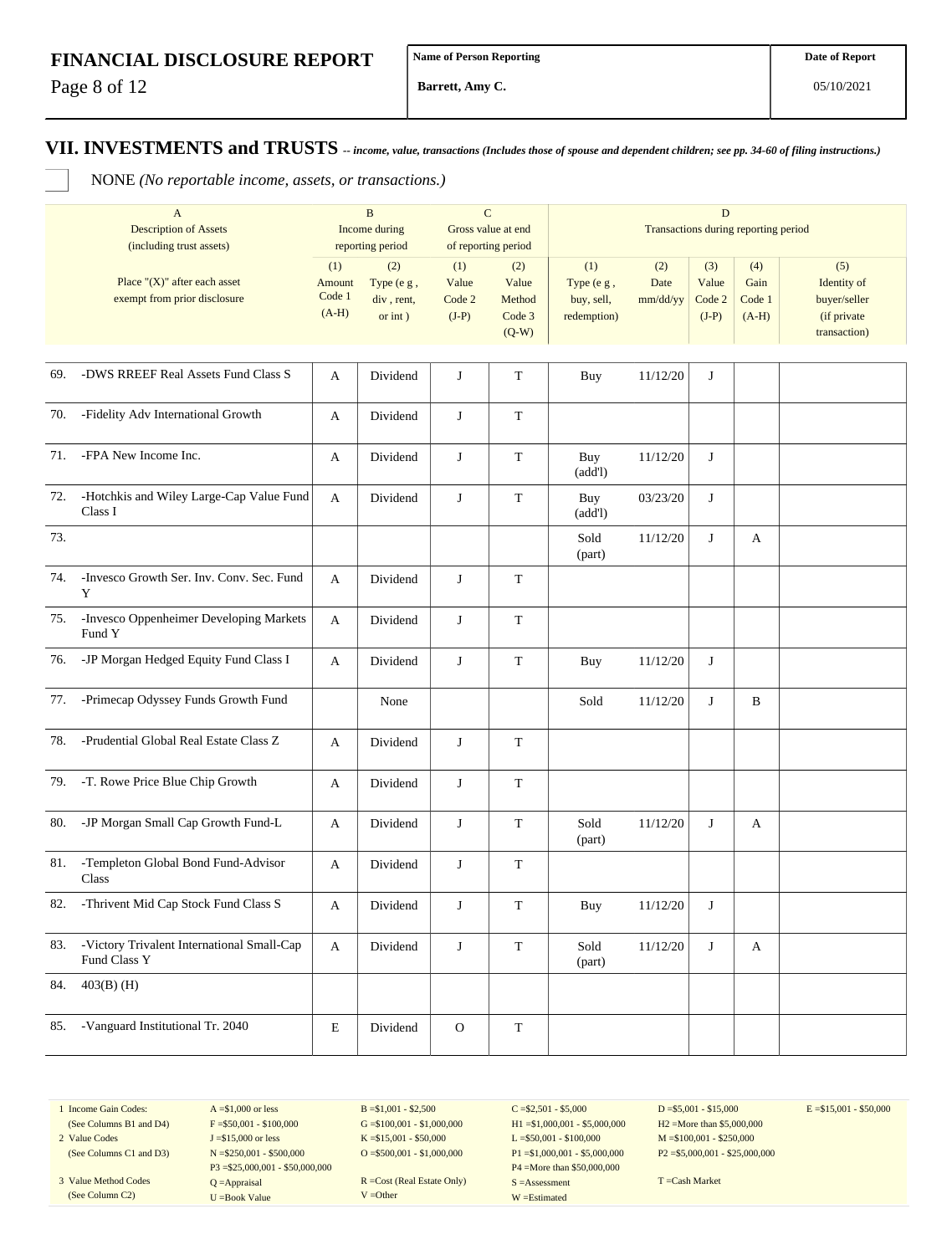# FINANCIAL DISCLOSURE REPORT

**Name of Person Reporting:** Barrett, Amy C.

**Date of Report:** 05/10/2021

## VII. INVESTMENTS and TRUSTS *-- income, value, transactions (Includes those of spouse and dependent children; see pp. 34-60 of filing instructions.)*

☐ NONE *(No reportable income, assets, or transactions.)*

| | A<br>Description of Assets<br>(including trust assets) | B<br>Income during<br>reporting period | | C<br>Gross value at end<br>of reporting period | | D<br>Transactions during reporting period | | | | |
|---|---|---|---|---|---|---|---|---|---|---|
| | Place "(X)" after each asset exempt from prior disclosure | (1)<br>Amount<br>Code 1<br>(A-H) | (2)<br>Type (e g ,<br>div , rent,<br>or int ) | (1)<br>Value<br>Code 2<br>(J-P) | (2)<br>Value<br>Method<br>Code 3<br>(Q-W) | (1)<br>Type (e g ,<br>buy, sell,<br>redemption) | (2)<br>Date<br>mm/dd/yy | (3)<br>Value<br>Code 2<br>(J-P) | (4)<br>Gain<br>Code 1<br>(A-H) | (5)<br>Identity of<br>buyer/seller<br>(if private<br>transaction) |
| 69. | -DWS RREEF Real Assets Fund Class S | A | Dividend | J | T | Buy | 11/12/20 | J | | |
| 70. | -Fidelity Adv International Growth | A | Dividend | J | T | | | | | |
| 71. | -FPA New Income Inc. | A | Dividend | J | T | Buy (add'l) | 11/12/20 | J | | |
| 72. | -Hotchkis and Wiley Large-Cap Value Fund Class I | A | Dividend | J | T | Buy (add'l) | 03/23/20 | J | | |
| 73. | | | | | | Sold (part) | 11/12/20 | J | A | |
| 74. | -Invesco Growth Ser. Inv. Conv. Sec. Fund Y | A | Dividend | J | T | | | | | |
| 75. | -Invesco Oppenheimer Developing Markets Fund Y | A | Dividend | J | T | | | | | |
| 76. | -JP Morgan Hedged Equity Fund Class I | A | Dividend | J | T | Buy | 11/12/20 | J | | |
| 77. | -Primecap Odyssey Funds Growth Fund | | None | | | Sold | 11/12/20 | J | B | |
| 78. | -Prudential Global Real Estate Class Z | A | Dividend | J | T | | | | | |
| 79. | -T. Rowe Price Blue Chip Growth | A | Dividend | J | T | | | | | |
| 80. | -JP Morgan Small Cap Growth Fund-L | A | Dividend | J | T | Sold (part) | 11/12/20 | J | A | |
| 81. | -Templeton Global Bond Fund-Advisor Class | A | Dividend | J | T | | | | | |
| 82. | -Thrivent Mid Cap Stock Fund Class S | A | Dividend | J | T | Buy | 11/12/20 | J | | |
| 83. | -Victory Trivalent International Small-Cap Fund Class Y | A | Dividend | J | T | Sold (part) | 11/12/20 | J | A | |
| 84. | 403(B) (H) | | | | | | | | | |
| 85. | -Vanguard Institutional Tr. 2040 | E | Dividend | O | T | | | | | |

| | | | | | |
|---|---|---|---|---|---|
| 1 Income Gain Codes:<br>(See Columns B1 and D4) | A =$1,000 or less<br>F =$50,001 - $100,000 | B =$1,001 - $2,500<br>G =$100,001 - $1,000,000 | C =$2,501 - $5,000<br>H1 =$1,000,001 - $5,000,000 | D =$5,001 - $15,000<br>H2 =More than $5,000,000 | E =$15,001 - $50,000 |
| 2 Value Codes<br>(See Columns C1 and D3) | J =$15,000 or less<br>N =$250,001 - $500,000<br>P3 =$25,000,001 - $50,000,000 | K =$15,001 - $50,000<br>O =$500,001 - $1,000,000 | L =$50,001 - $100,000<br>P1 =$1,000,001 - $5,000,000<br>P4 =More than $50,000,000 | M =$100,001 - $250,000<br>P2 =$5,000,001 - $25,000,000 | |
| 3 Value Method Codes<br>(See Column C2) | Q =Appraisal<br>U =Book Value | R =Cost (Real Estate Only)<br>V =Other | S =Assessment<br>W =Estimated | T =Cash Market | |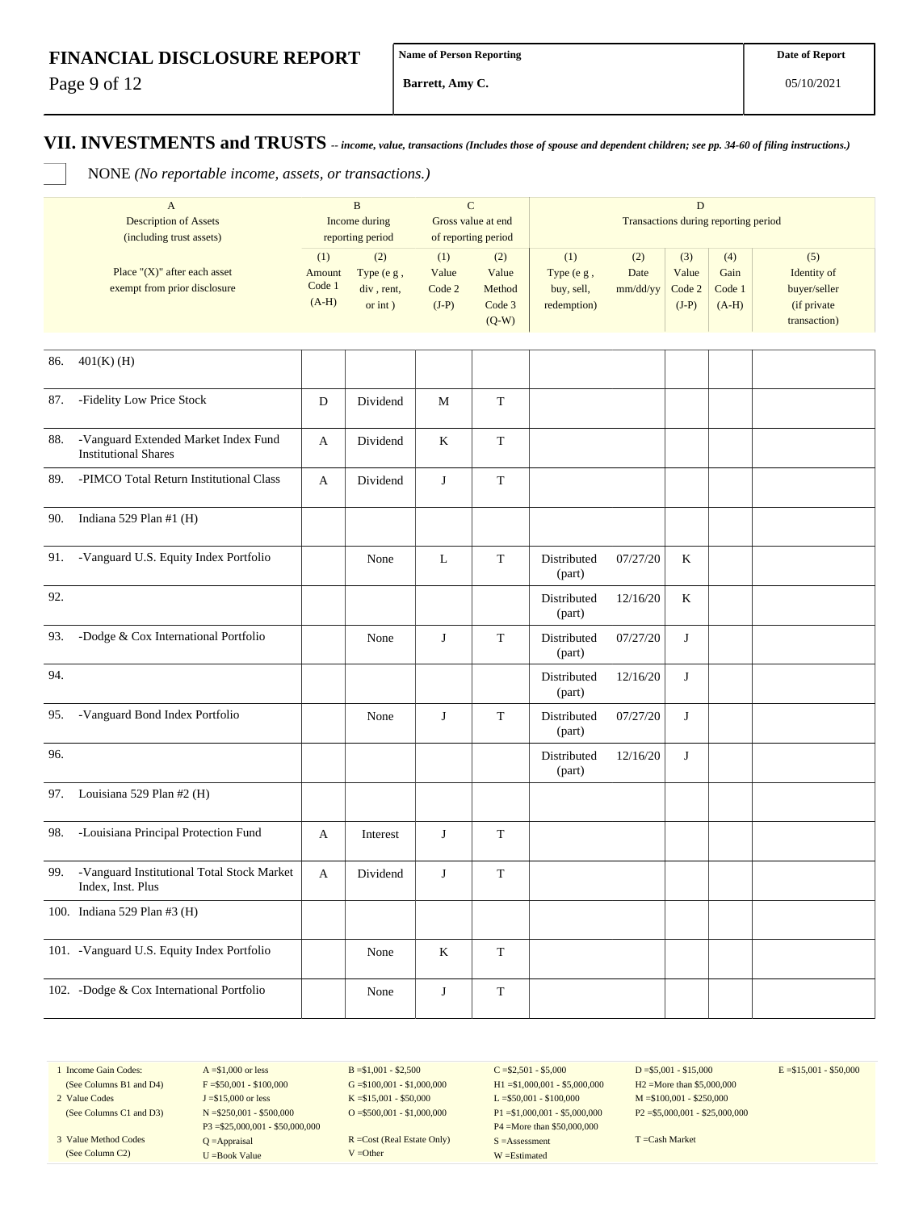**FINANCIAL DISCLOSURE REPORT**

| Name of Person Reporting | Date of Report |
|---|---|
| Barrett, Amy C. | 05/10/2021 |

## VII. INVESTMENTS and TRUSTS -- *income, value, transactions (Includes those of spouse and dependent children; see pp. 34-60 of filing instructions.)*

☐ NONE *(No reportable income, assets, or transactions.)*

| | A<br>Description of Assets<br>(including trust assets) | B<br>Income during<br>reporting period | | C<br>Gross value at end<br>of reporting period | | D<br>Transactions during reporting period | | | | |
|---|---|---|---|---|---|---|---|---|---|---|
| | Place "(X)" after each asset exempt from prior disclosure | (1)<br>Amount Code 1<br>(A-H) | (2)<br>Type (e g , div , rent, or int ) | (1)<br>Value Code 2<br>(J-P) | (2)<br>Value Method Code 3<br>(Q-W) | (1)<br>Type (e g , buy, sell, redemption) | (2)<br>Date mm/dd/yy | (3)<br>Value Code 2<br>(J-P) | (4)<br>Gain Code 1<br>(A-H) | (5)<br>Identity of buyer/seller (if private transaction) |
| 86. | 401(K) (H) | | | | | | | | | |
| 87. | -Fidelity Low Price Stock | D | Dividend | M | T | | | | | |
| 88. | -Vanguard Extended Market Index Fund Institutional Shares | A | Dividend | K | T | | | | | |
| 89. | -PIMCO Total Return Institutional Class | A | Dividend | J | T | | | | | |
| 90. | Indiana 529 Plan #1 (H) | | | | | | | | | |
| 91. | -Vanguard U.S. Equity Index Portfolio | | None | L | T | Distributed (part) | 07/27/20 | K | | |
| 92. | | | | | | Distributed (part) | 12/16/20 | K | | |
| 93. | -Dodge & Cox International Portfolio | | None | J | T | Distributed (part) | 07/27/20 | J | | |
| 94. | | | | | | Distributed (part) | 12/16/20 | J | | |
| 95. | -Vanguard Bond Index Portfolio | | None | J | T | Distributed (part) | 07/27/20 | J | | |
| 96. | | | | | | Distributed (part) | 12/16/20 | J | | |
| 97. | Louisiana 529 Plan #2 (H) | | | | | | | | | |
| 98. | -Louisiana Principal Protection Fund | A | Interest | J | T | | | | | |
| 99. | -Vanguard Institutional Total Stock Market Index, Inst. Plus | A | Dividend | J | T | | | | | |
| 100. | Indiana 529 Plan #3 (H) | | | | | | | | | |
| 101. | -Vanguard U.S. Equity Index Portfolio | | None | K | T | | | | | |
| 102. | -Dodge & Cox International Portfolio | | None | J | T | | | | | |

1 Income Gain Codes: (See Columns B1 and D4) — A =$1,000 or less; B =$1,001 - $2,500; C =$2,501 - $5,000; D =$5,001 - $15,000; E =$15,001 - $50,000; F =$50,001 - $100,000; G =$100,001 - $1,000,000; H1 =$1,000,001 - $5,000,000; H2 =More than $5,000,000

2 Value Codes (See Columns C1 and D3) — J =$15,000 or less; K =$15,001 - $50,000; L =$50,001 - $100,000; M =$100,001 - $250,000; N =$250,001 - $500,000; O =$500,001 - $1,000,000; P1 =$1,000,001 - $5,000,000; P2 =$5,000,001 - $25,000,000; P3 =$25,000,001 - $50,000,000; P4 =More than $50,000,000

3 Value Method Codes (See Column C2) — Q =Appraisal; R =Cost (Real Estate Only); S =Assessment; T =Cash Market; U =Book Value; V =Other; W =Estimated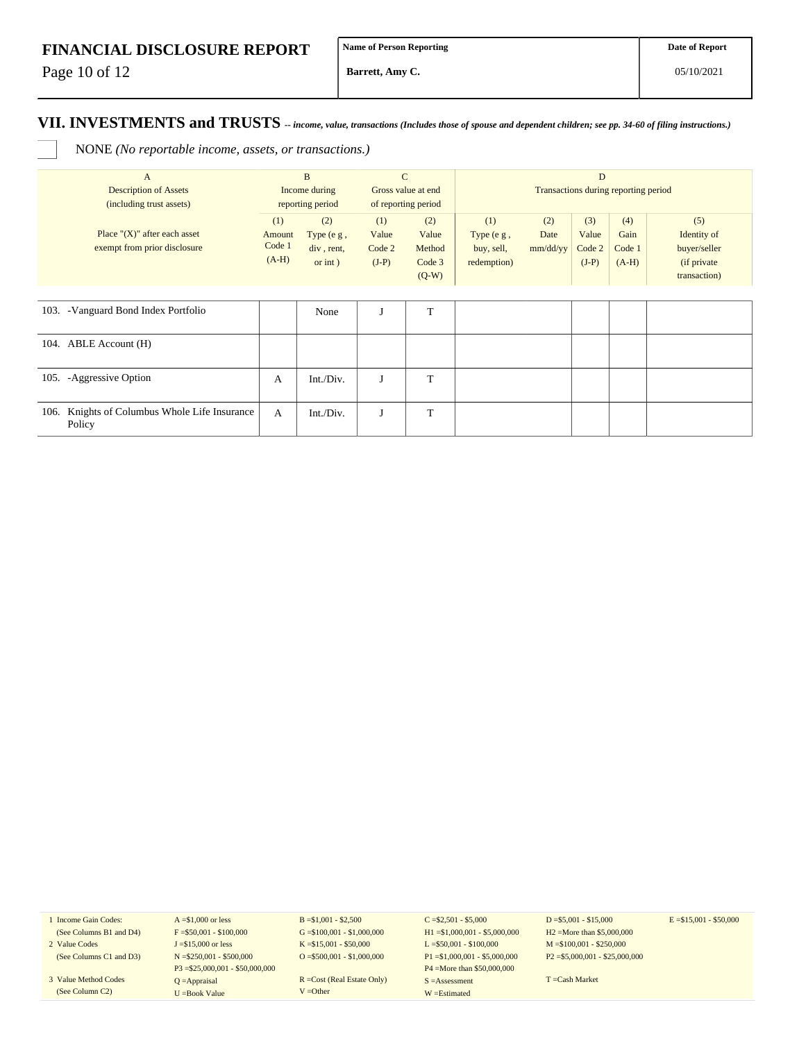**FINANCIAL DISCLOSURE REPORT**

| Name of Person Reporting | Date of Report |
|---|---|
| Barrett, Amy C. | 05/10/2021 |

## VII. INVESTMENTS and TRUSTS -- *income, value, transactions (Includes those of spouse and dependent children; see pp. 34-60 of filing instructions.)*

☐ NONE *(No reportable income, assets, or transactions.)*

| A | B | | C | | D | | | | |
|---|---|---|---|---|---|---|---|---|---|
| Description of Assets (including trust assets) | Income during reporting period | | Gross value at end of reporting period | | Transactions during reporting period | | | | |
| Place "(X)" after each asset exempt from prior disclosure | (1) Amount Code 1 (A-H) | (2) Type (e g , div , rent, or int ) | (1) Value Code 2 (J-P) | (2) Value Method Code 3 (Q-W) | (1) Type (e g , buy, sell, redemption) | (2) Date mm/dd/yy | (3) Value Code 2 (J-P) | (4) Gain Code 1 (A-H) | (5) Identity of buyer/seller (if private transaction) |
| 103. -Vanguard Bond Index Portfolio | | None | J | T | | | | | |
| 104. ABLE Account (H) | | | | | | | | | |
| 105. -Aggressive Option | A | Int./Div. | J | T | | | | | |
| 106. Knights of Columbus Whole Life Insurance Policy | A | Int./Div. | J | T | | | | | |

| | | | | | |
|---|---|---|---|---|---|
| 1 Income Gain Codes: (See Columns B1 and D4) | A =$1,000 or less | B =$1,001 - $2,500 | C =$2,501 - $5,000 | D =$5,001 - $15,000 | E =$15,001 - $50,000 |
| | F =$50,001 - $100,000 | G =$100,001 - $1,000,000 | H1 =$1,000,001 - $5,000,000 | H2 =More than $5,000,000 | |
| 2 Value Codes (See Columns C1 and D3) | J =$15,000 or less | K =$15,001 - $50,000 | L =$50,001 - $100,000 | M =$100,001 - $250,000 | |
| | N =$250,001 - $500,000 | O =$500,001 - $1,000,000 | P1 =$1,000,001 - $5,000,000 | P2 =$5,000,001 - $25,000,000 | |
| | P3 =$25,000,001 - $50,000,000 | | P4 =More than $50,000,000 | | |
| 3 Value Method Codes (See Column C2) | Q =Appraisal | R =Cost (Real Estate Only) | S =Assessment | T =Cash Market | |
| | U =Book Value | V =Other | W =Estimated | | |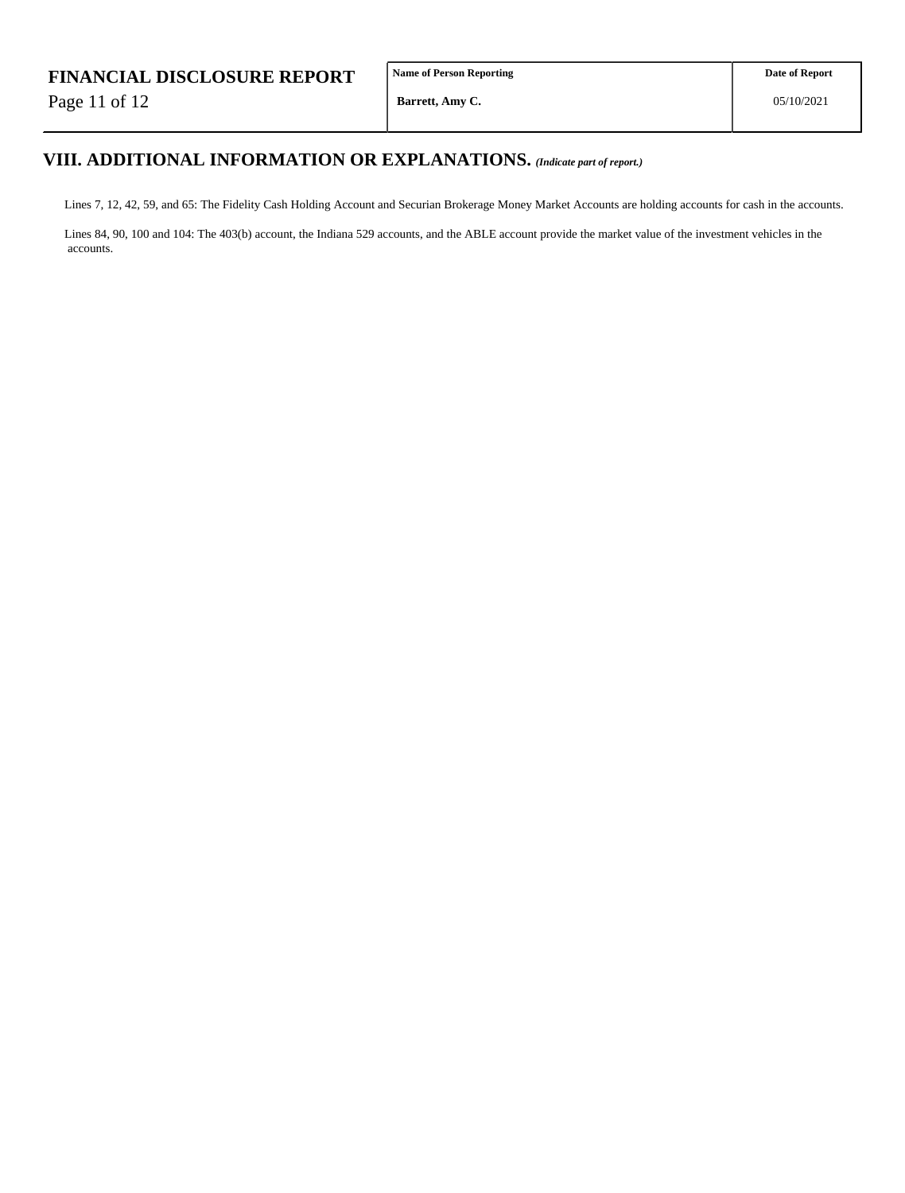## VIII. ADDITIONAL INFORMATION OR EXPLANATIONS. *(Indicate part of report.)*

Lines 7, 12, 42, 59, and 65: The Fidelity Cash Holding Account and Securian Brokerage Money Market Accounts are holding accounts for cash in the accounts.

Lines 84, 90, 100 and 104: The 403(b) account, the Indiana 529 accounts, and the ABLE account provide the market value of the investment vehicles in the accounts.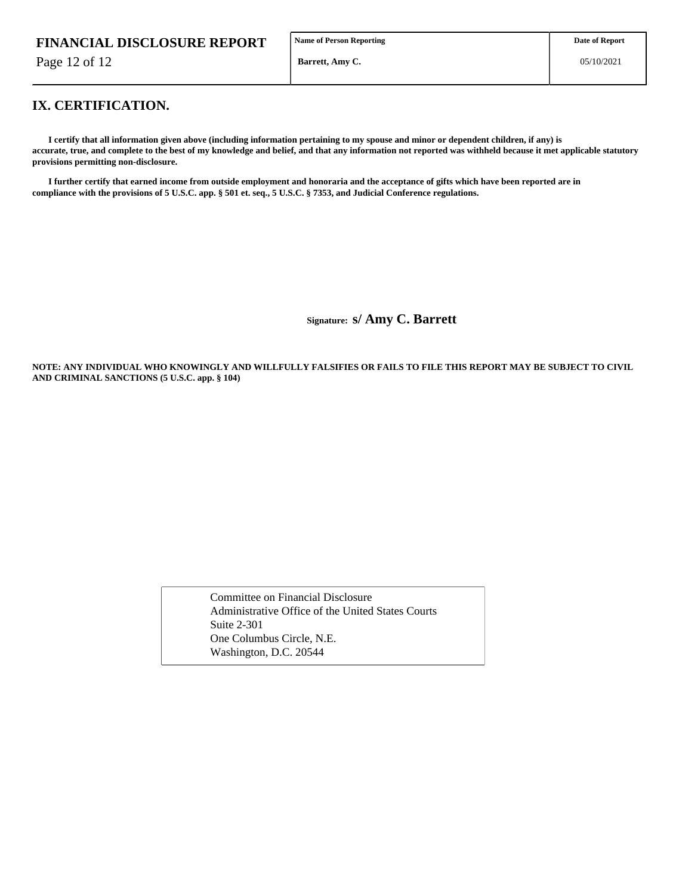## IX. CERTIFICATION.

**I certify that all information given above (including information pertaining to my spouse and minor or dependent children, if any) is accurate, true, and complete to the best of my knowledge and belief, and that any information not reported was withheld because it met applicable statutory provisions permitting non-disclosure.**

**I further certify that earned income from outside employment and honoraria and the acceptance of gifts which have been reported are in compliance with the provisions of 5 U.S.C. app. § 501 et. seq., 5 U.S.C. § 7353, and Judicial Conference regulations.**

**Signature: s/ Amy C. Barrett**

**NOTE: ANY INDIVIDUAL WHO KNOWINGLY AND WILLFULLY FALSIFIES OR FAILS TO FILE THIS REPORT MAY BE SUBJECT TO CIVIL AND CRIMINAL SANCTIONS (5 U.S.C. app. § 104)**

Committee on Financial Disclosure
Administrative Office of the United States Courts
Suite 2-301
One Columbus Circle, N.E.
Washington, D.C. 20544